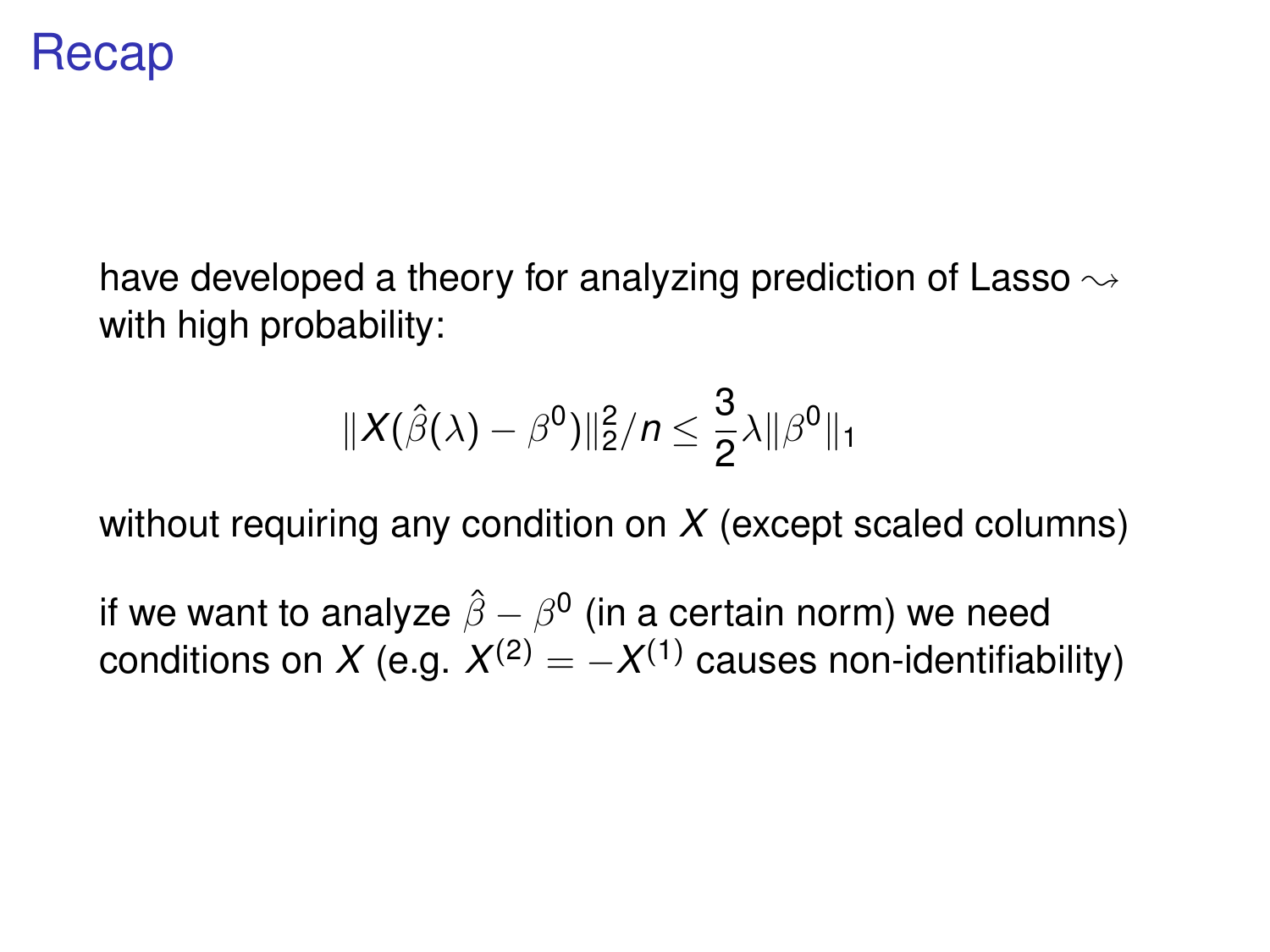# Recap

have developed a theory for analyzing prediction of Lasso $\rightsquigarrow$ with high probability:

$$\|X(\hat{\beta}(\lambda) - \beta^0)\|_2^2/n \leq \frac{3}{2}\lambda\|\beta^0\|_1$$

without requiring any condition on $X$ (except scaled columns)

if we want to analyze $\hat{\beta} - \beta^0$ (in a certain norm) we need conditions on $X$ (e.g. $X^{(2)} = -X^{(1)}$ causes non-identifiability)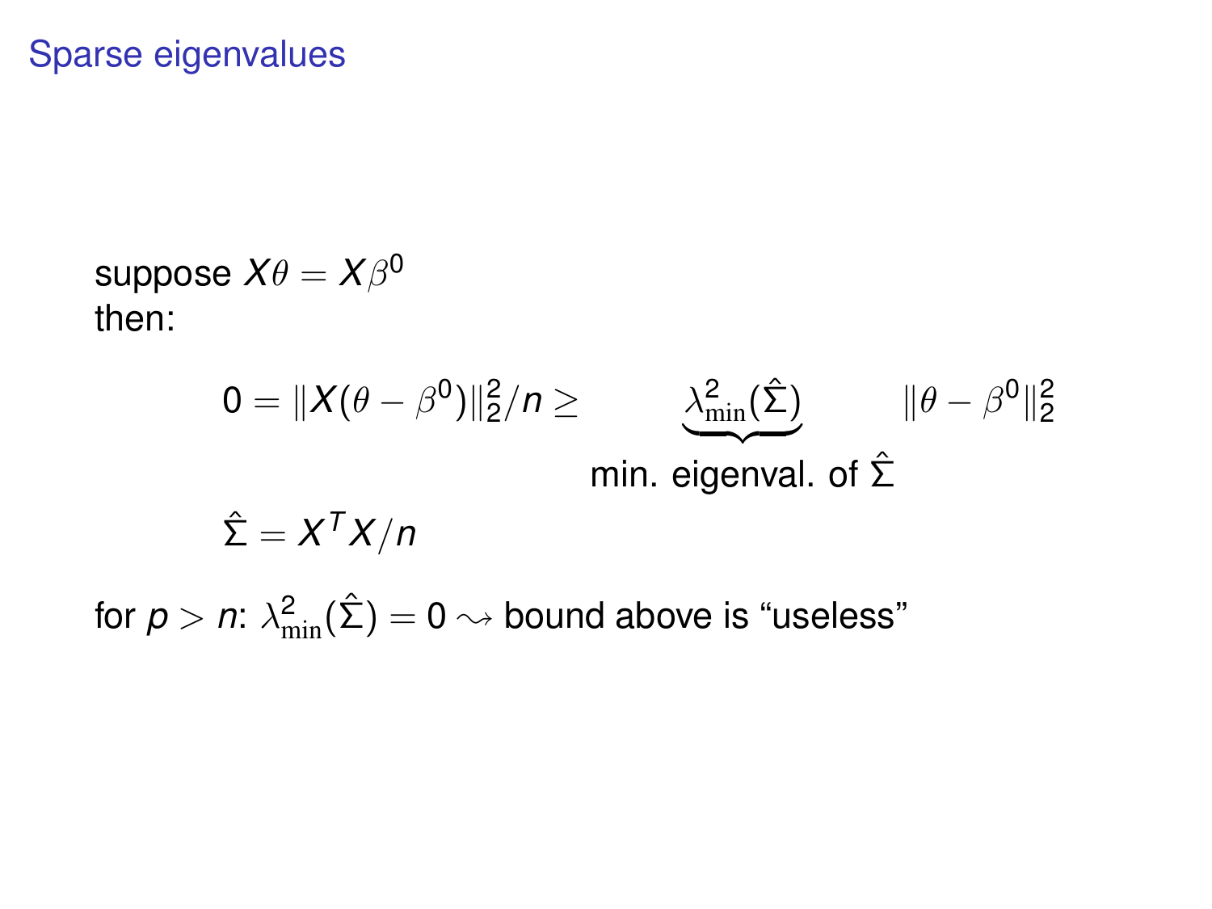# Sparse eigenvalues

suppose $X\theta = X\beta^0$
then:

$$0 = \|X(\theta - \beta^0)\|_2^2/n \geq \underbrace{\lambda_{\min}^2(\hat{\Sigma})}_{\text{min. eigenval. of } \hat{\Sigma}} \|\theta - \beta^0\|_2^2$$

$$\hat{\Sigma} = X^T X/n$$

for $p > n$: $\lambda_{\min}^2(\hat{\Sigma}) = 0 \rightsquigarrow$ bound above is “useless”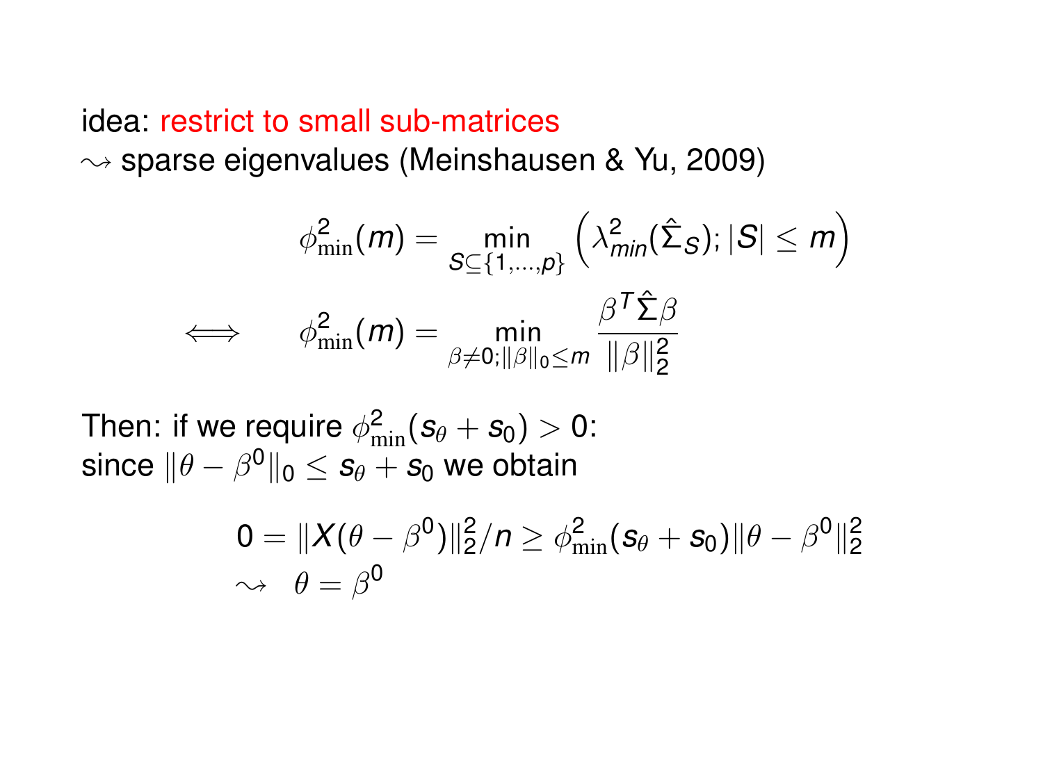idea: restrict to small sub-matrices
$\rightsquigarrow$ sparse eigenvalues (Meinshausen & Yu, 2009)

$$\phi^2_{\min}(m) = \min_{S \subseteq \{1,\ldots,p\}} \left( \lambda^2_{min}(\hat{\Sigma}_S); |S| \le m \right)$$

$$\iff \quad \phi^2_{\min}(m) = \min_{\beta \neq 0; \|\beta\|_0 \le m} \frac{\beta^T \hat{\Sigma} \beta}{\|\beta\|_2^2}$$

Then: if we require $\phi^2_{\min}(s_\theta + s_0) > 0$:
since $\|\theta - \beta^0\|_0 \le s_\theta + s_0$ we obtain

$$0 = \|X(\theta - \beta^0)\|_2^2/n \ge \phi^2_{\min}(s_\theta + s_0)\|\theta - \beta^0\|_2^2$$
$$\rightsquigarrow \quad \theta = \beta^0$$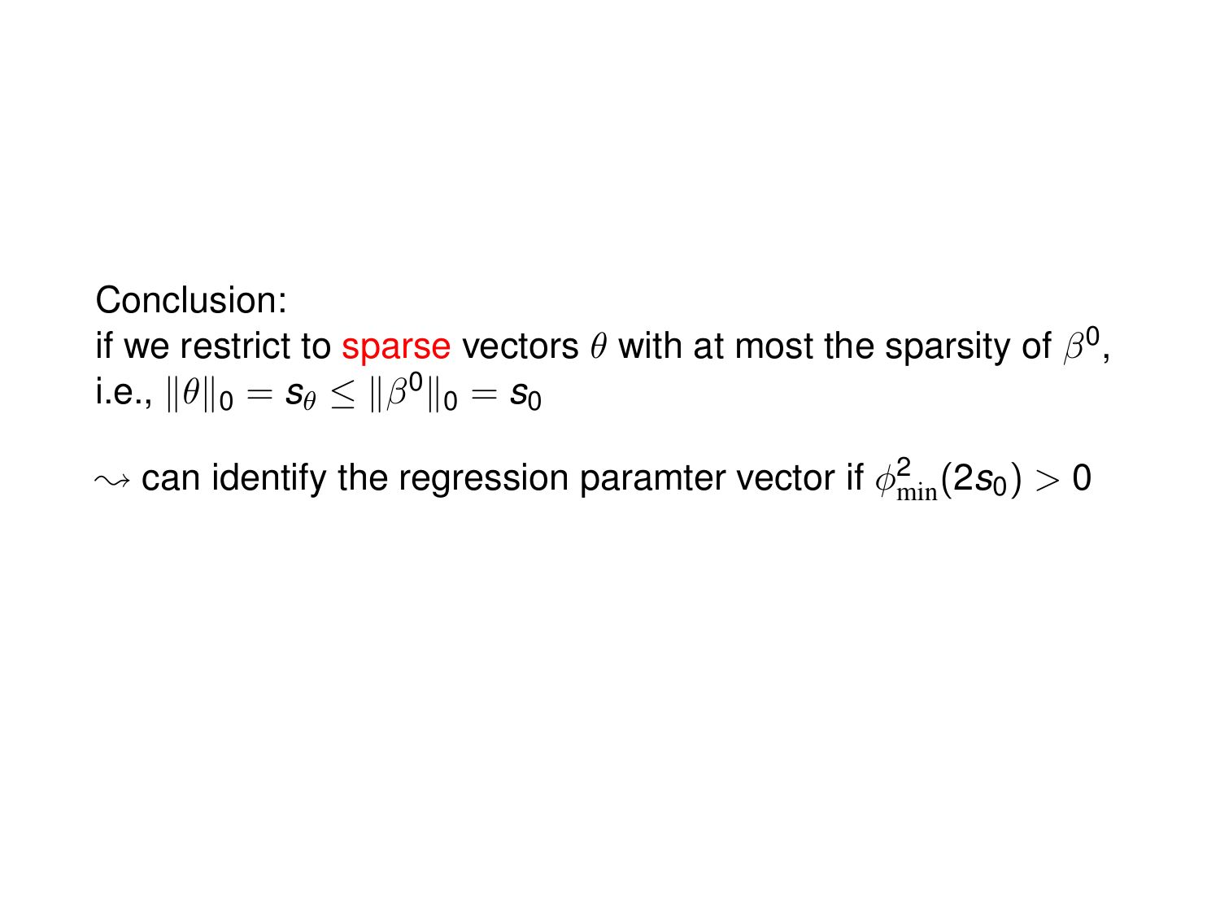Conclusion:
if we restrict to sparse vectors $\theta$ with at most the sparsity of $\beta^0$, i.e., $\|\theta\|_0 = s_\theta \leq \|\beta^0\|_0 = s_0$

$\leadsto$ can identify the regression paramter vector if $\phi^2_{\min}(2s_0) > 0$